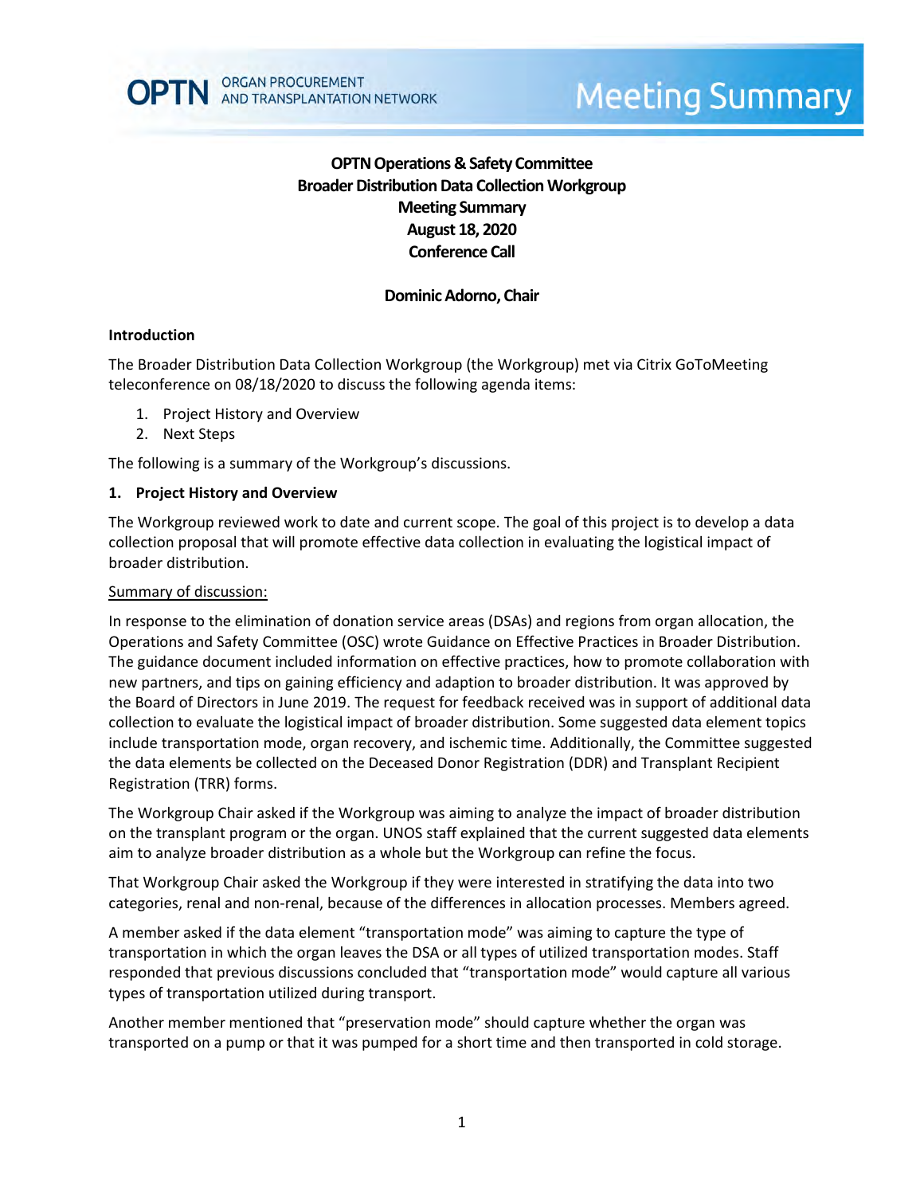# OPTN Operations & Safety Committee
# Broader Distribution Data Collection Workgroup
# Meeting Summary
# August 18, 2020
# Conference Call

**Dominic Adorno, Chair**

## Introduction

The Broader Distribution Data Collection Workgroup (the Workgroup) met via Citrix GoToMeeting teleconference on 08/18/2020 to discuss the following agenda items:

1. Project History and Overview
2. Next Steps

The following is a summary of the Workgroup's discussions.

## 1. Project History and Overview

The Workgroup reviewed work to date and current scope. The goal of this project is to develop a data collection proposal that will promote effective data collection in evaluating the logistical impact of broader distribution.

Summary of discussion:

In response to the elimination of donation service areas (DSAs) and regions from organ allocation, the Operations and Safety Committee (OSC) wrote Guidance on Effective Practices in Broader Distribution. The guidance document included information on effective practices, how to promote collaboration with new partners, and tips on gaining efficiency and adaption to broader distribution. It was approved by the Board of Directors in June 2019. The request for feedback received was in support of additional data collection to evaluate the logistical impact of broader distribution. Some suggested data element topics include transportation mode, organ recovery, and ischemic time. Additionally, the Committee suggested the data elements be collected on the Deceased Donor Registration (DDR) and Transplant Recipient Registration (TRR) forms.

The Workgroup Chair asked if the Workgroup was aiming to analyze the impact of broader distribution on the transplant program or the organ. UNOS staff explained that the current suggested data elements aim to analyze broader distribution as a whole but the Workgroup can refine the focus.

That Workgroup Chair asked the Workgroup if they were interested in stratifying the data into two categories, renal and non-renal, because of the differences in allocation processes. Members agreed.

A member asked if the data element "transportation mode" was aiming to capture the type of transportation in which the organ leaves the DSA or all types of utilized transportation modes. Staff responded that previous discussions concluded that "transportation mode" would capture all various types of transportation utilized during transport.

Another member mentioned that "preservation mode" should capture whether the organ was transported on a pump or that it was pumped for a short time and then transported in cold storage.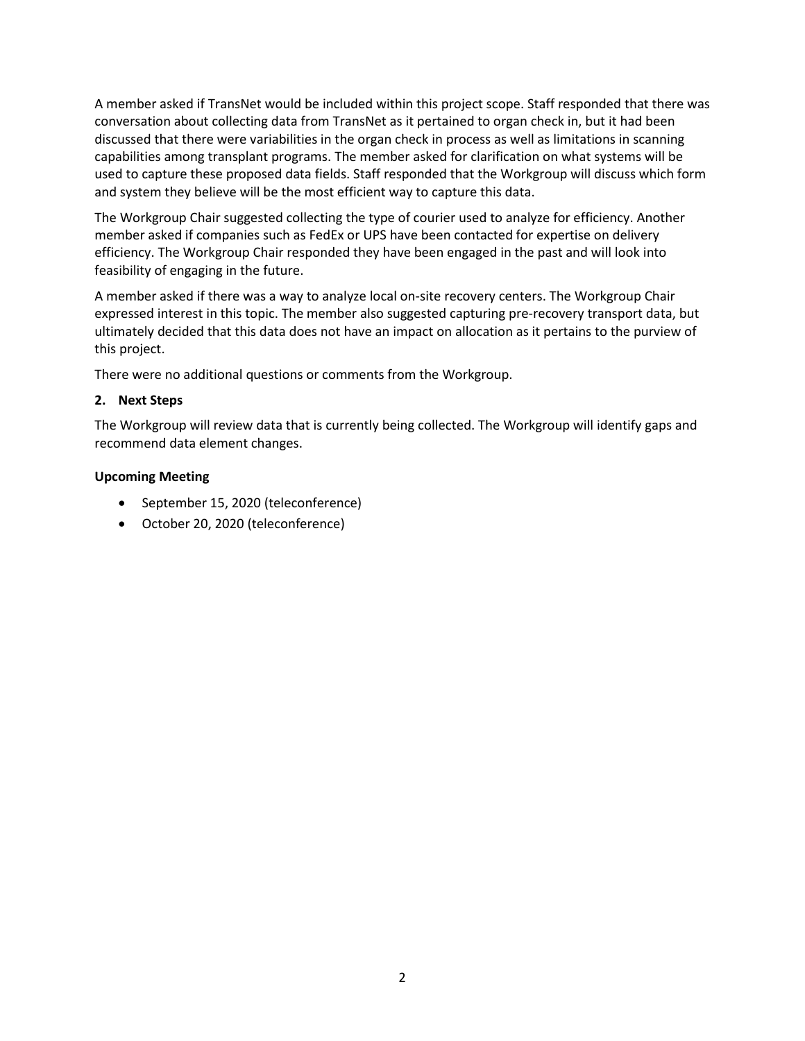A member asked if TransNet would be included within this project scope. Staff responded that there was conversation about collecting data from TransNet as it pertained to organ check in, but it had been discussed that there were variabilities in the organ check in process as well as limitations in scanning capabilities among transplant programs. The member asked for clarification on what systems will be used to capture these proposed data fields. Staff responded that the Workgroup will discuss which form and system they believe will be the most efficient way to capture this data.

The Workgroup Chair suggested collecting the type of courier used to analyze for efficiency. Another member asked if companies such as FedEx or UPS have been contacted for expertise on delivery efficiency. The Workgroup Chair responded they have been engaged in the past and will look into feasibility of engaging in the future.

A member asked if there was a way to analyze local on-site recovery centers. The Workgroup Chair expressed interest in this topic. The member also suggested capturing pre-recovery transport data, but ultimately decided that this data does not have an impact on allocation as it pertains to the purview of this project.

There were no additional questions or comments from the Workgroup.

**2. Next Steps**

The Workgroup will review data that is currently being collected. The Workgroup will identify gaps and recommend data element changes.

**Upcoming Meeting**

- September 15, 2020 (teleconference)
- October 20, 2020 (teleconference)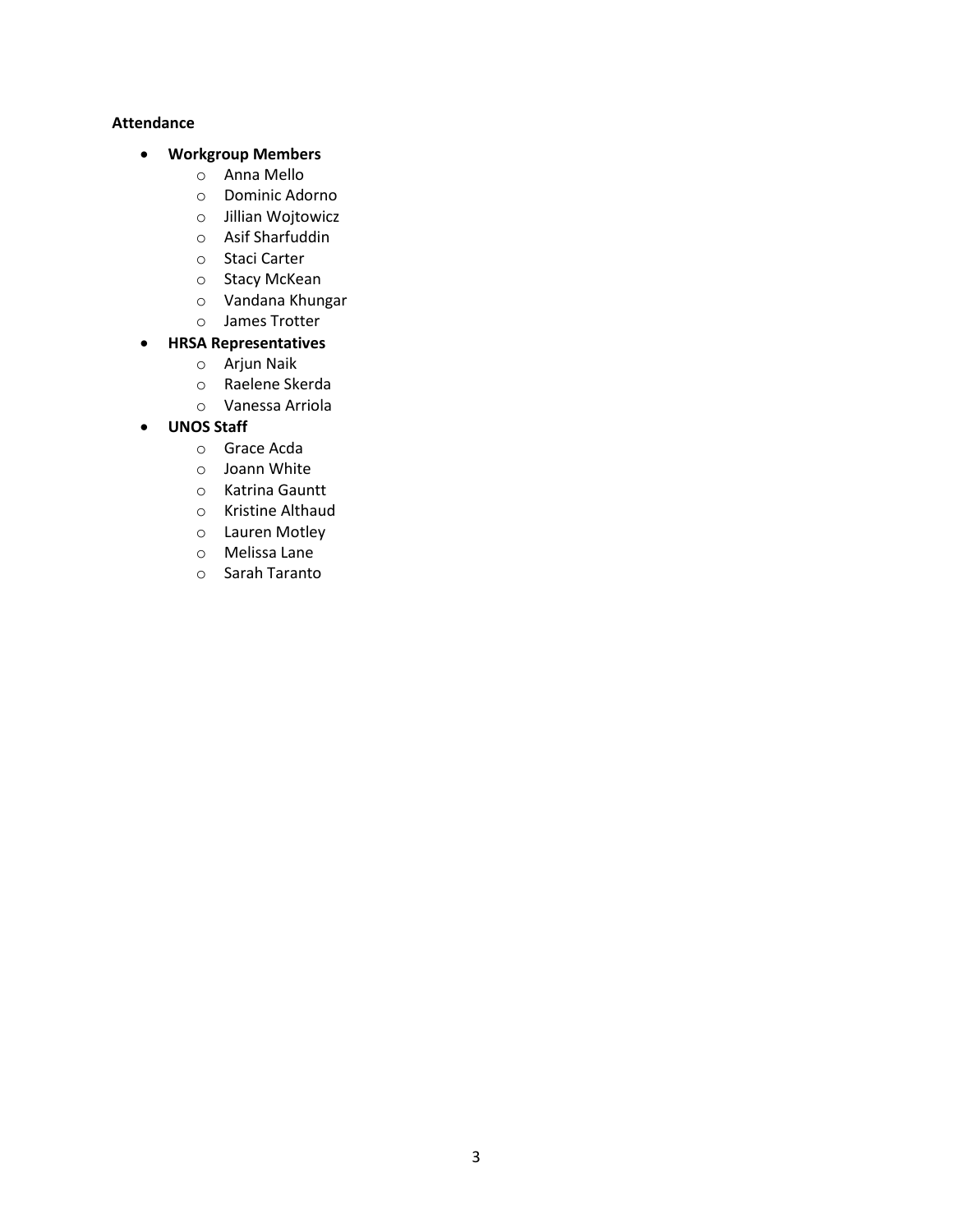**Attendance**

- **Workgroup Members**
    - Anna Mello
    - Dominic Adorno
    - Jillian Wojtowicz
    - Asif Sharfuddin
    - Staci Carter
    - Stacy McKean
    - Vandana Khungar
    - James Trotter
- **HRSA Representatives**
    - Arjun Naik
    - Raelene Skerda
    - Vanessa Arriola
- **UNOS Staff**
    - Grace Acda
    - Joann White
    - Katrina Gauntt
    - Kristine Althaud
    - Lauren Motley
    - Melissa Lane
    - Sarah Taranto